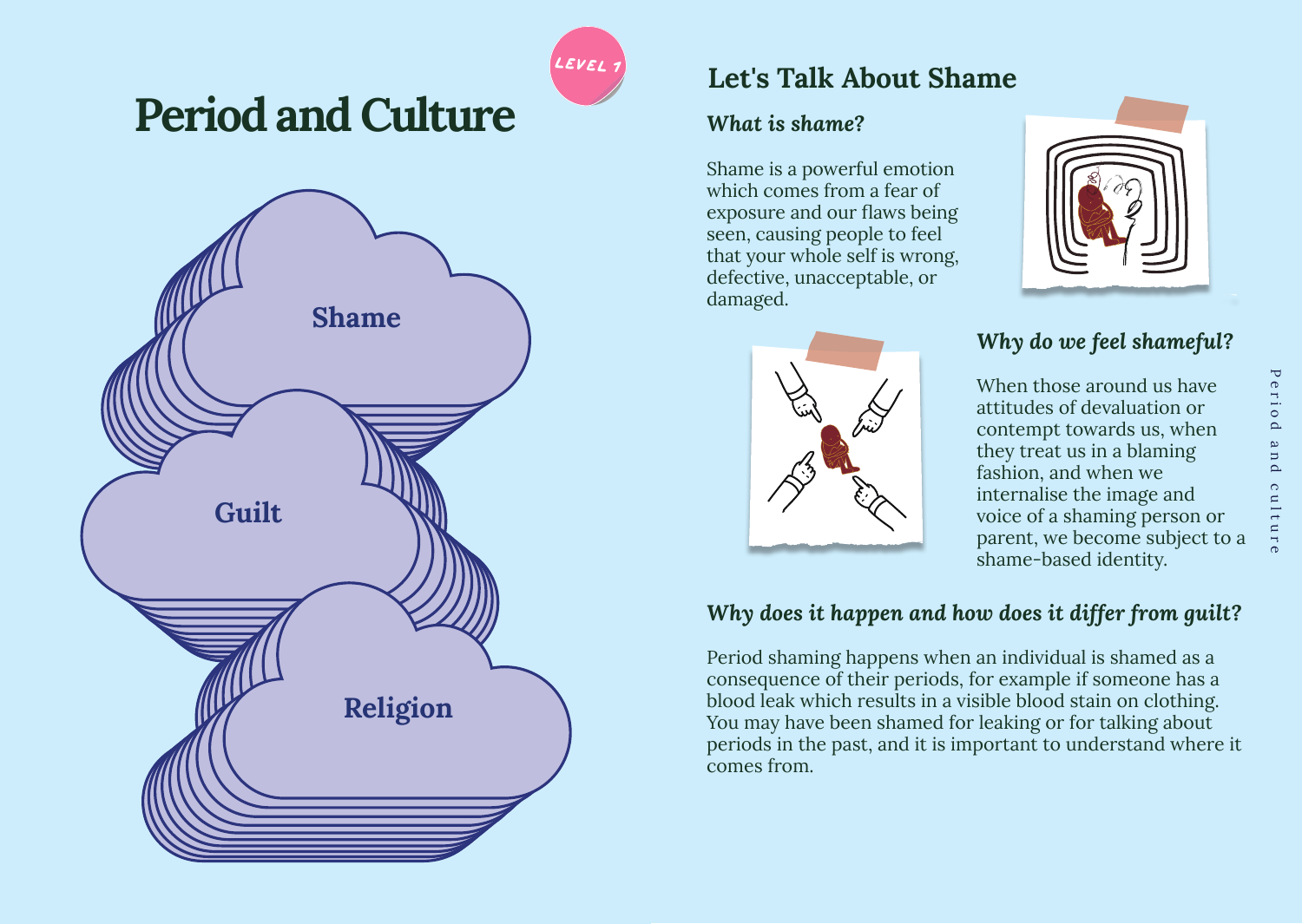# Period and Culture

LEVEL 1

Shame

Guilt

Religion

## Let's Talk About Shame

### *What is shame?*

Shame is a powerful emotion which comes from a fear of exposure and our flaws being seen, causing people to feel that your whole self is wrong, defective, unacceptable, or damaged.

### *Why do we feel shameful?*

When those around us have attitudes of devaluation or contempt towards us, when they treat us in a blaming fashion, and when we internalise the image and voice of a shaming person or parent, we become subject to a shame-based identity.

### *Why does it happen and how does it differ from guilt?*

Period shaming happens when an individual is shamed as a consequence of their periods, for example if someone has a blood leak which results in a visible blood stain on clothing. You may have been shamed for leaking or for talking about periods in the past, and it is important to understand where it comes from.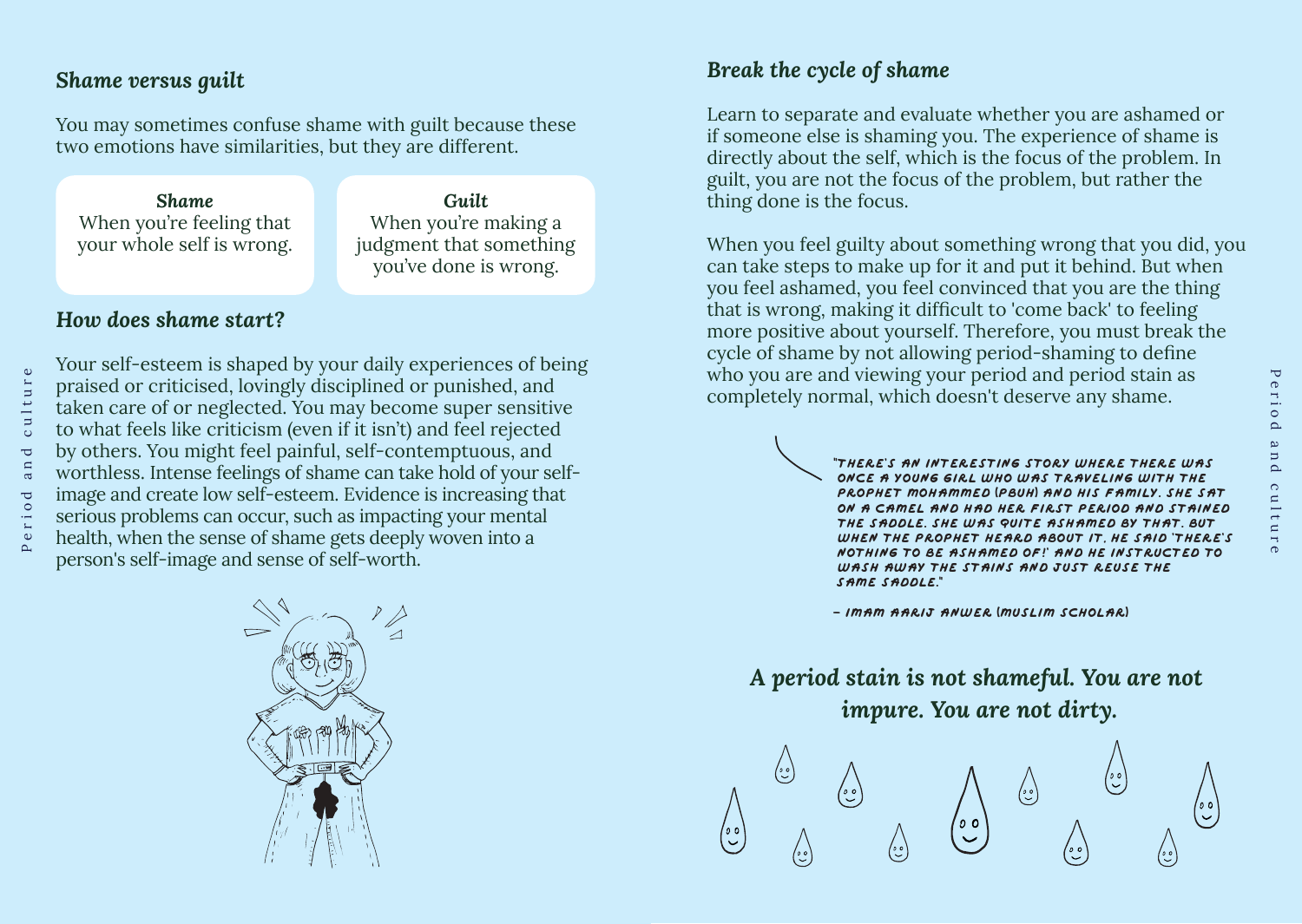### *Shame versus guilt*

You may sometimes confuse shame with guilt because these two emotions have similarities, but they are different.

| ***Shame*** | ***Guilt*** |
| --- | --- |
| When you're feeling that your whole self is wrong. | When you're making a judgment that something you've done is wrong. |

### *How does shame start?*

Your self-esteem is shaped by your daily experiences of being praised or criticised, lovingly disciplined or punished, and taken care of or neglected. You may become super sensitive to what feels like criticism (even if it isn't) and feel rejected by others. You might feel painful, self-contemptuous, and worthless. Intense feelings of shame can take hold of your self-image and create low self-esteem. Evidence is increasing that serious problems can occur, such as impacting your mental health, when the sense of shame gets deeply woven into a person's self-image and sense of self-worth.

### *Break the cycle of shame*

Learn to separate and evaluate whether you are ashamed or if someone else is shaming you. The experience of shame is directly about the self, which is the focus of the problem. In guilt, you are not the focus of the problem, but rather the thing done is the focus.

When you feel guilty about something wrong that you did, you can take steps to make up for it and put it behind. But when you feel ashamed, you feel convinced that you are the thing that is wrong, making it difficult to 'come back' to feeling more positive about yourself. Therefore, you must break the cycle of shame by not allowing period-shaming to define who you are and viewing your period and period stain as completely normal, which doesn't deserve any shame.

> "THERE'S AN INTERESTING STORY WHERE THERE WAS ONCE A YOUNG GIRL WHO WAS TRAVELING WITH THE PROPHET MOHAMMED (PBUH) AND HIS FAMILY. SHE SAT ON A CAMEL AND HAD HER FIRST PERIOD AND STAINED THE SADDLE. SHE WAS QUITE ASHAMED BY THAT. BUT WHEN THE PROPHET HEARD ABOUT IT, HE SAID 'THERE'S NOTHING TO BE ASHAMED OF!' AND HE INSTRUCTED TO WASH AWAY THE STAINS AND JUST REUSE THE SAME SADDLE."
>
> – IMAM AARIJ ANWER (MUSLIM SCHOLAR)

***A period stain is not shameful. You are not impure. You are not dirty.***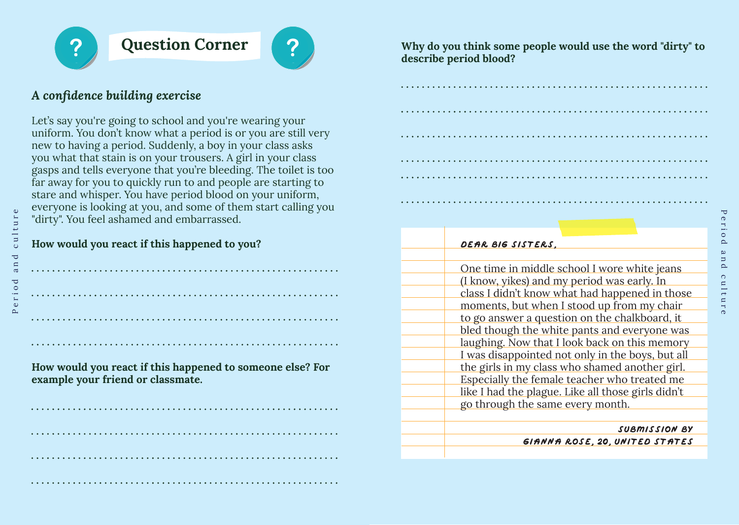## Question Corner

### *A confidence building exercise*

Let's say you're going to school and you're wearing your uniform. You don't know what a period is or you are still very new to having a period. Suddenly, a boy in your class asks you what that stain is on your trousers. A girl in your class gasps and tells everyone that you're bleeding. The toilet is too far away for you to quickly run to and people are starting to stare and whisper. You have period blood on your uniform, everyone is looking at you, and some of them start calling you "dirty". You feel ashamed and embarrassed.

**How would you react if this happened to you?**

..........................................................

..........................................................

..........................................................

..........................................................

**How would you react if this happened to someone else? For example your friend or classmate.**

..........................................................

..........................................................

..........................................................

..........................................................

**Why do you think some people would use the word "dirty" to describe period blood?**

..........................................................

..........................................................

..........................................................

..........................................................

..........................................................

..........................................................

DEAR BIG SISTERS,

One time in middle school I wore white jeans (I know, yikes) and my period was early. In class I didn't know what had happened in those moments, but when I stood up from my chair to go answer a question on the chalkboard, it bled though the white pants and everyone was laughing. Now that I look back on this memory I was disappointed not only in the boys, but all the girls in my class who shamed another girl. Especially the female teacher who treated me like I had the plague. Like all those girls didn't go through the same every month.

SUBMISSION BY
GIANNA ROSE, 20, UNITED STATES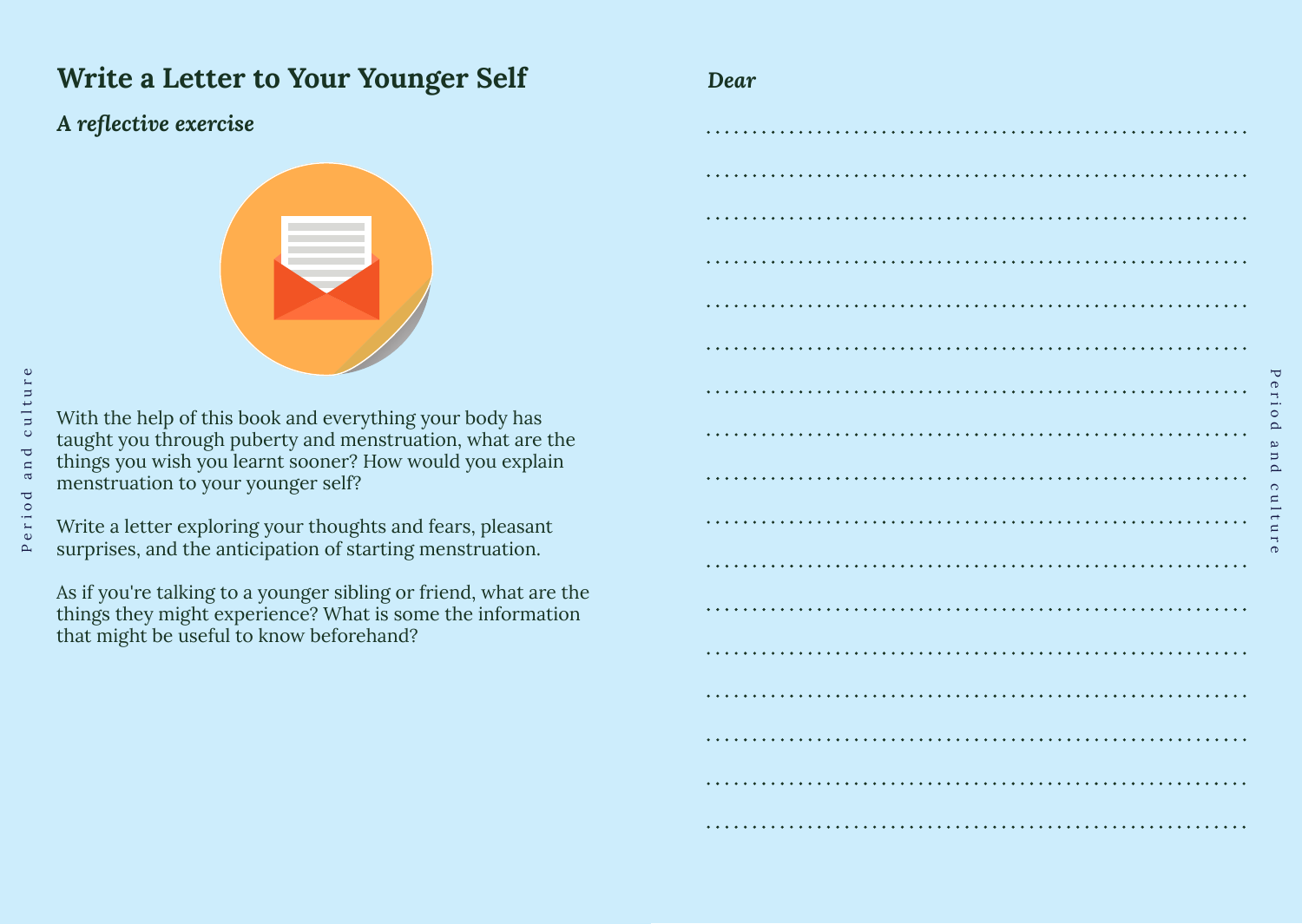# Write a Letter to Your Younger Self

### *A reflective exercise*

With the help of this book and everything your body has taught you through puberty and menstruation, what are the things you wish you learnt sooner? How would you explain menstruation to your younger self?

Write a letter exploring your thoughts and fears, pleasant surprises, and the anticipation of starting menstruation.

As if you're talking to a younger sibling or friend, what are the things they might experience? What is some the information that might be useful to know beforehand?

***Dear***

..............................................................

..............................................................

..............................................................

..............................................................

..............................................................

..............................................................

..............................................................

..............................................................

..............................................................

..............................................................

..............................................................

..............................................................

..............................................................

..............................................................

..............................................................

..............................................................

..............................................................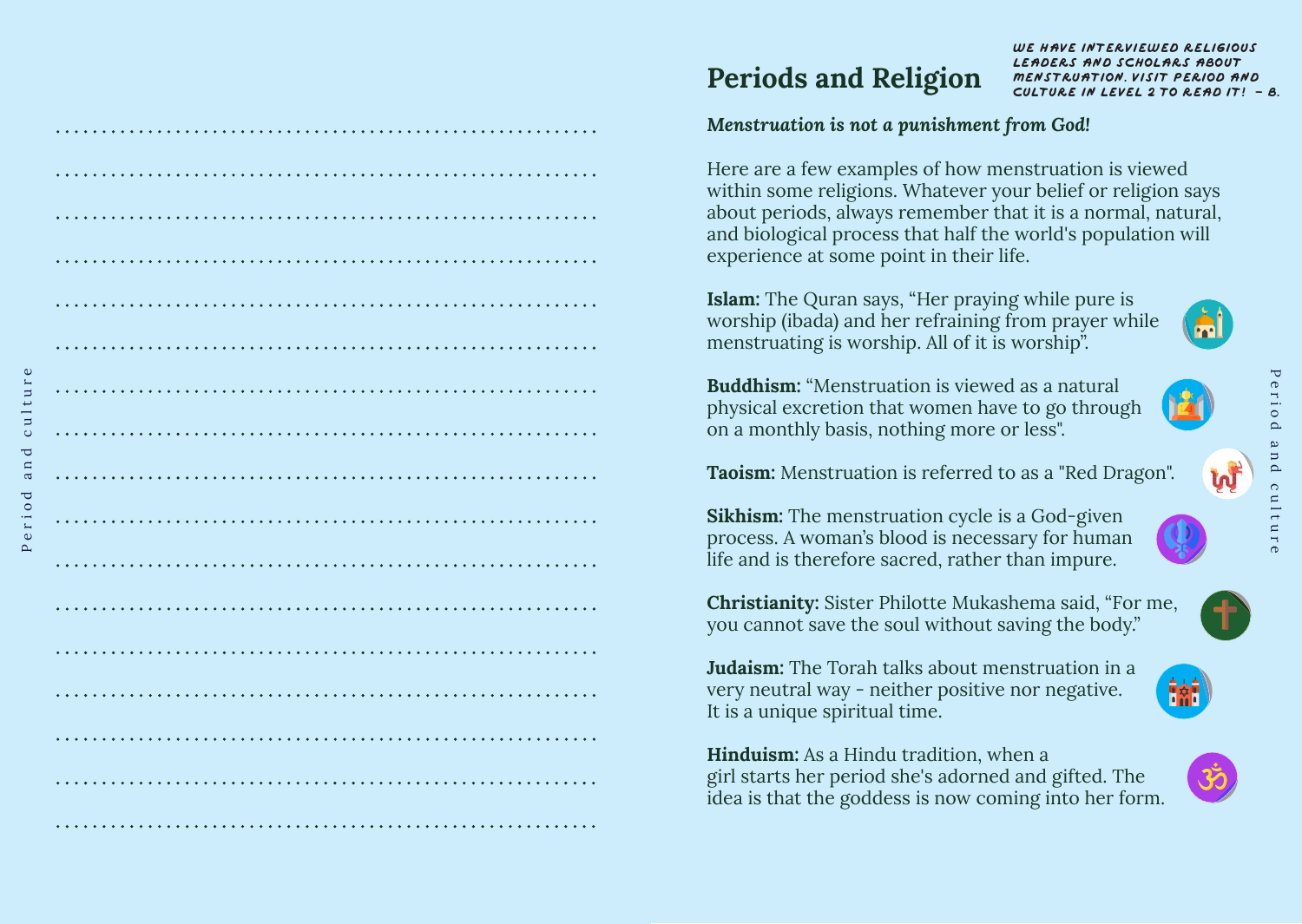## Periods and Religion

WE HAVE INTERVIEWED RELIGIOUS LEADERS AND SCHOLARS ABOUT MENSTRUATION. VISIT PERIOD AND CULTURE IN LEVEL 2 TO READ IT! - B.

***Menstruation is not a punishment from God!***

Here are a few examples of how menstruation is viewed within some religions. Whatever your belief or religion says about periods, always remember that it is a normal, natural, and biological process that half the world's population will experience at some point in their life.

**Islam:** The Quran says, “Her praying while pure is worship (ibada) and her refraining from prayer while menstruating is worship. All of it is worship”.

**Buddhism:** “Menstruation is viewed as a natural physical excretion that women have to go through on a monthly basis, nothing more or less".

**Taoism:** Menstruation is referred to as a "Red Dragon".

**Sikhism:** The menstruation cycle is a God-given process. A woman’s blood is necessary for human life and is therefore sacred, rather than impure.

**Christianity:** Sister Philotte Mukashema said, “For me, you cannot save the soul without saving the body.”

**Judaism:** The Torah talks about menstruation in a very neutral way - neither positive nor negative. It is a unique spiritual time.

**Hinduism:** As a Hindu tradition, when a girl starts her period she's adorned and gifted. The idea is that the goddess is now coming into her form.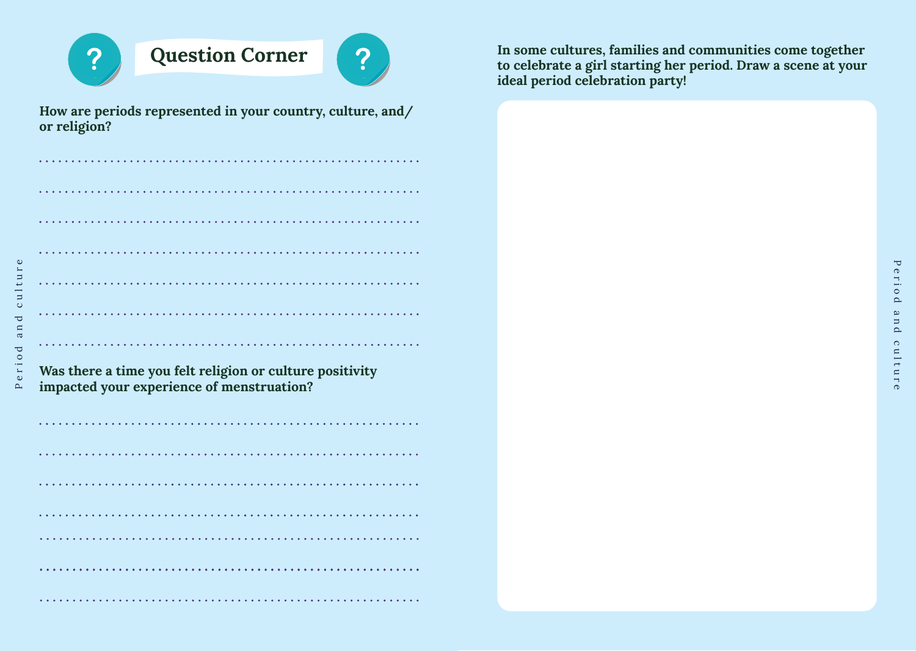# Question Corner

**How are periods represented in your country, culture, and/ or religion?**

**Was there a time you felt religion or culture positivity impacted your experience of menstruation?**

**In some cultures, families and communities come together to celebrate a girl starting her period. Draw a scene at your ideal period celebration party!**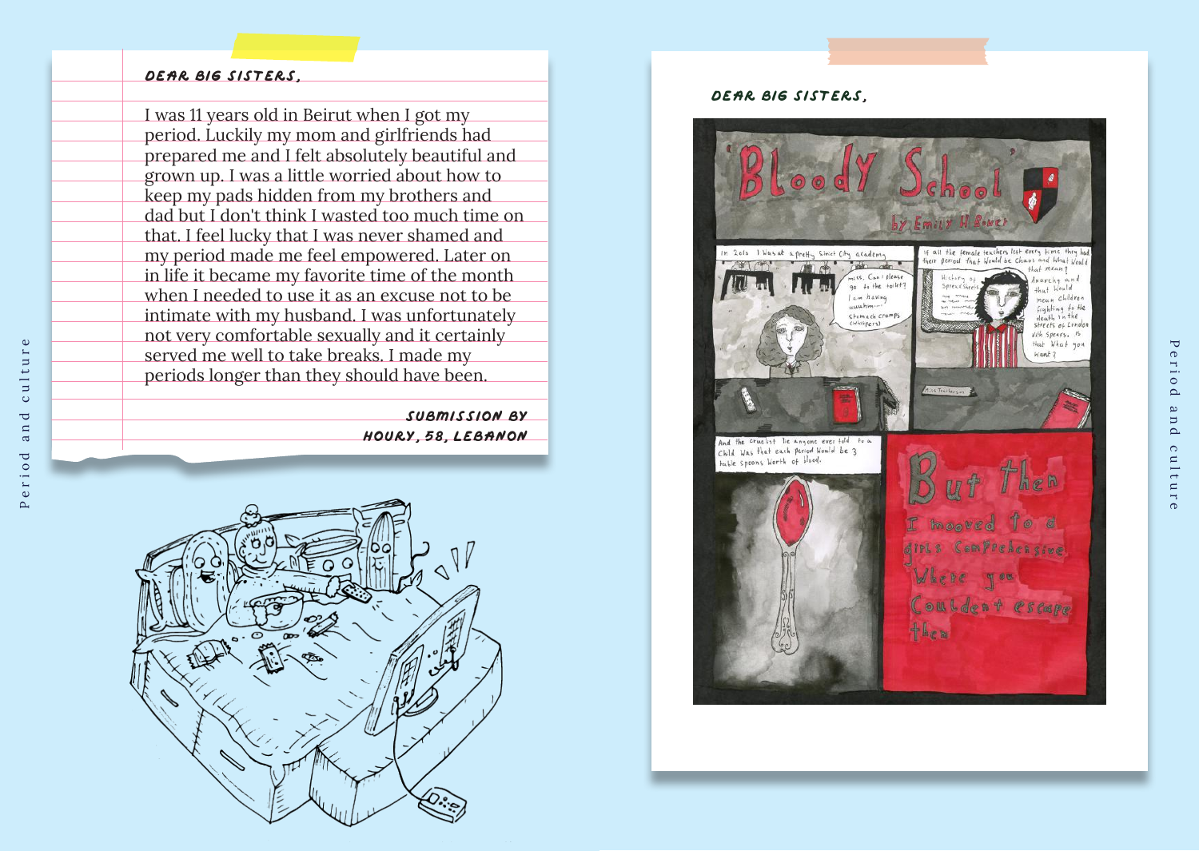**DEAR BIG SISTERS,**

I was 11 years old in Beirut when I got my period. Luckily my mom and girlfriends had prepared me and I felt absolutely beautiful and grown up. I was a little worried about how to keep my pads hidden from my brothers and dad but I don't think I wasted too much time on that. I feel lucky that I was never shamed and my period made me feel empowered. Later on in life it became my favorite time of the month when I needed to use it as an excuse not to be intimate with my husband. I was unfortunately not very comfortable sexually and it certainly served me well to take breaks. I made my periods longer than they should have been.

**SUBMISSION BY HOURY, 58, LEBANON**

**DEAR BIG SISTERS,**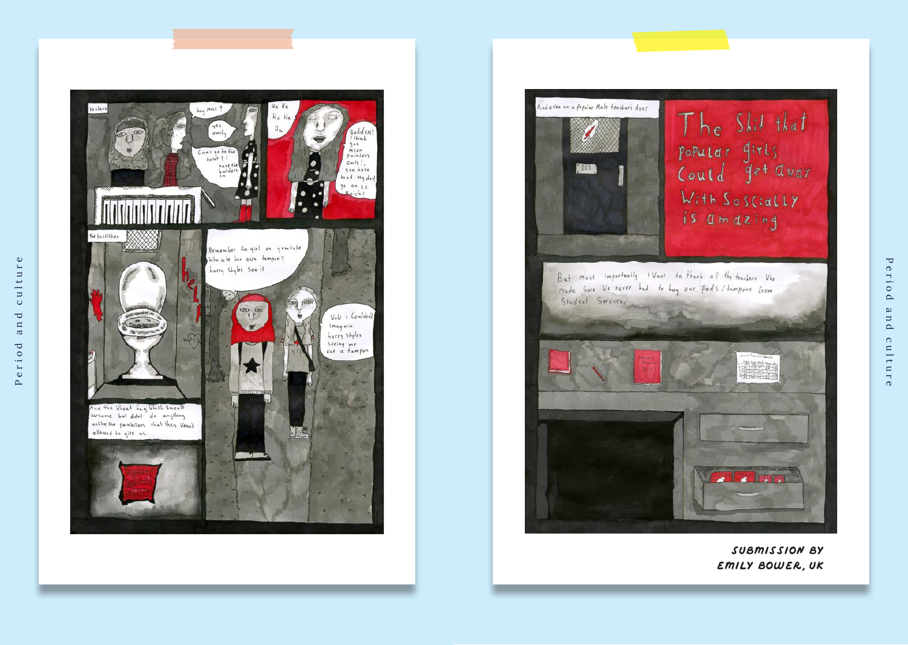In class

hey miss?

yes emily

Can i go to the toilet?! i have the builders in

Ha Ha Ha Ha Ha

Builders! I think you mean painters Emily! You have had my day! go on be quick!

the facilities

help

Remember the girl on youtube who ate her own tampon? harry styles saw it

Wow i couldn't imagin harry styles seeing me eat a tampon

And the wheat bag which smelt awsome but didn't do anything like the painkillers that they weren't allowed to give us.

And even on a popular Male teachers door

The shit that popular girls could get away with socially is amazing

But most importantly I want to thank all the teachers who made sure we never had to buy our pads/tampons from Student Services.

**SUBMISSION BY EMILY BOWER, UK**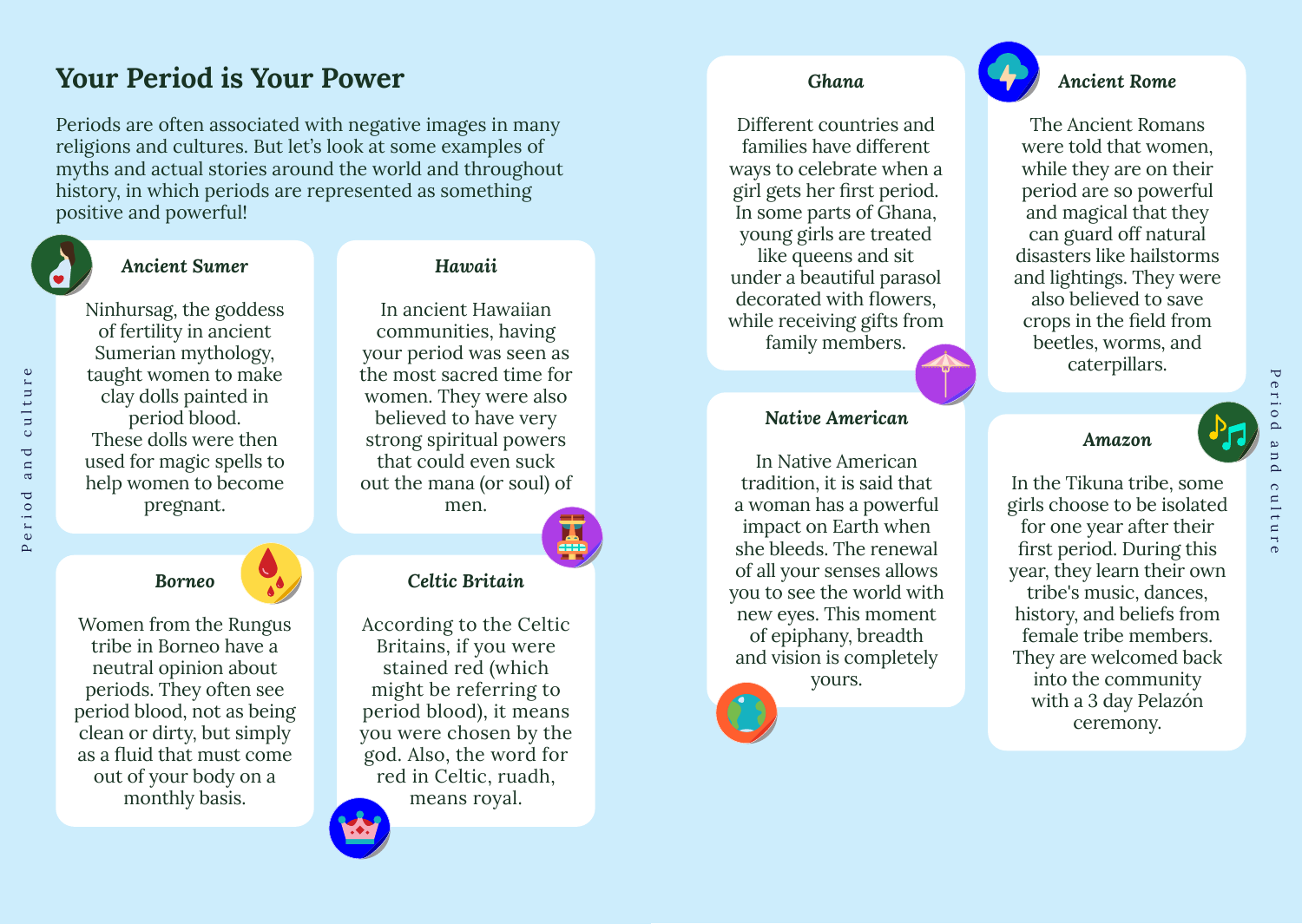# Your Period is Your Power

Periods are often associated with negative images in many religions and cultures. But let's look at some examples of myths and actual stories around the world and throughout history, in which periods are represented as something positive and powerful!

### *Ancient Sumer*

Ninhursag, the goddess of fertility in ancient Sumerian mythology, taught women to make clay dolls painted in period blood. These dolls were then used for magic spells to help women to become pregnant.

### *Hawaii*

In ancient Hawaiian communities, having your period was seen as the most sacred time for women. They were also believed to have very strong spiritual powers that could even suck out the mana (or soul) of men.

### *Borneo*

Women from the Rungus tribe in Borneo have a neutral opinion about periods. They often see period blood, not as being clean or dirty, but simply as a fluid that must come out of your body on a monthly basis.

### *Celtic Britain*

According to the Celtic Britains, if you were stained red (which might be referring to period blood), it means you were chosen by the god. Also, the word for red in Celtic, ruadh, means royal.

### *Ghana*

Different countries and families have different ways to celebrate when a girl gets her first period. In some parts of Ghana, young girls are treated like queens and sit under a beautiful parasol decorated with flowers, while receiving gifts from family members.

### *Native American*

In Native American tradition, it is said that a woman has a powerful impact on Earth when she bleeds. The renewal of all your senses allows you to see the world with new eyes. This moment of epiphany, breadth and vision is completely yours.

### *Ancient Rome*

The Ancient Romans were told that women, while they are on their period are so powerful and magical that they can guard off natural disasters like hailstorms and lightings. They were also believed to save crops in the field from beetles, worms, and caterpillars.

### *Amazon*

In the Tikuna tribe, some girls choose to be isolated for one year after their first period. During this year, they learn their own tribe's music, dances, history, and beliefs from female tribe members. They are welcomed back into the community with a 3 day Pelazón ceremony.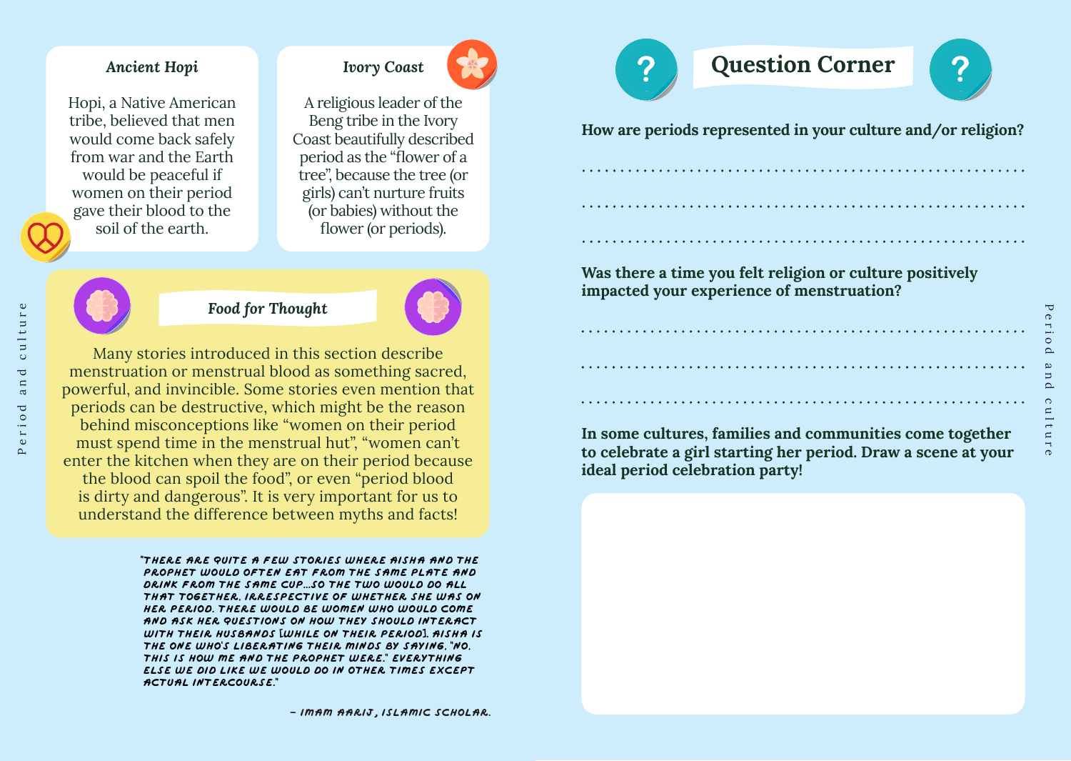### Ancient Hopi

Hopi, a Native American tribe, believed that men would come back safely from war and the Earth would be peaceful if women on their period gave their blood to the soil of the earth.

### Ivory Coast

A religious leader of the Beng tribe in the Ivory Coast beautifully described period as the "flower of a tree", because the tree (or girls) can't nurture fruits (or babies) without the flower (or periods).

### Food for Thought

Many stories introduced in this section describe menstruation or menstrual blood as something sacred, powerful, and invincible. Some stories even mention that periods can be destructive, which might be the reason behind misconceptions like "women on their period must spend time in the menstrual hut", "women can't enter the kitchen when they are on their period because the blood can spoil the food", or even "period blood is dirty and dangerous". It is very important for us to understand the difference between myths and facts!

"THERE ARE QUITE A FEW STORIES WHERE AISHA AND THE PROPHET WOULD OFTEN EAT FROM THE SAME PLATE AND DRINK FROM THE SAME CUP...SO THE TWO WOULD DO ALL THAT TOGETHER, IRRESPECTIVE OF WHETHER SHE WAS ON HER PERIOD. THERE WOULD BE WOMEN WHO WOULD COME AND ASK HER QUESTIONS ON HOW THEY SHOULD INTERACT WITH THEIR HUSBANDS [WHILE ON THEIR PERIOD]. AISHA IS THE ONE WHO'S LIBERATING THEIR MINDS BY SAYING, "NO, THIS IS HOW ME AND THE PROPHET WERE." EVERYTHING ELSE WE DID LIKE WE WOULD DO IN OTHER TIMES EXCEPT ACTUAL INTERCOURSE."

– IMAM AARIJ, ISLAMIC SCHOLAR.

## Question Corner

**How are periods represented in your culture and/or religion?**

.............................................................................

.............................................................................

.............................................................................

**Was there a time you felt religion or culture positively impacted your experience of menstruation?**

.............................................................................

.............................................................................

.............................................................................

**In some cultures, families and communities come together to celebrate a girl starting her period. Draw a scene at your ideal period celebration party!**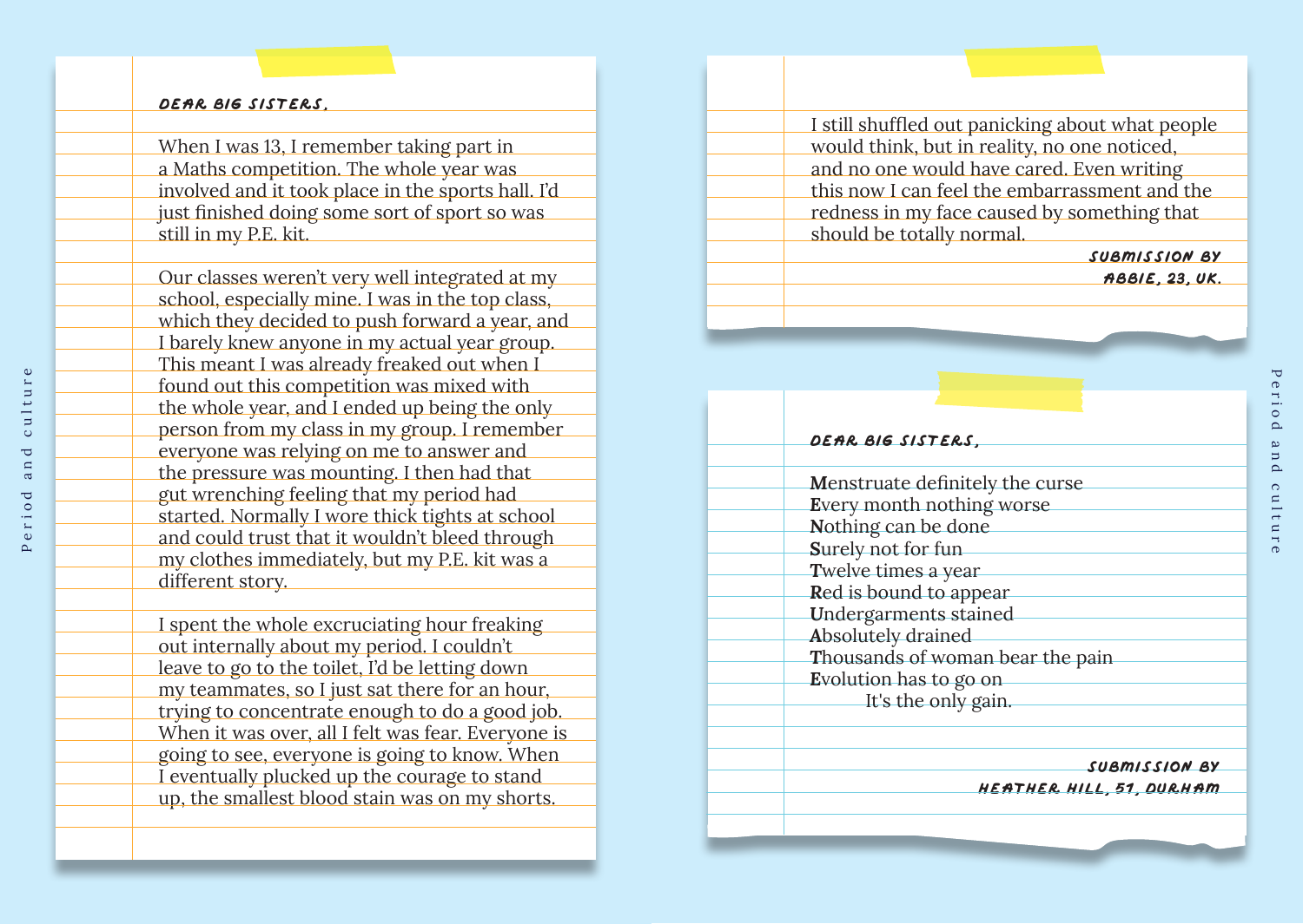DEAR BIG SISTERS,

When I was 13, I remember taking part in a Maths competition. The whole year was involved and it took place in the sports hall. I'd just finished doing some sort of sport so was still in my P.E. kit.

Our classes weren't very well integrated at my school, especially mine. I was in the top class, which they decided to push forward a year, and I barely knew anyone in my actual year group. This meant I was already freaked out when I found out this competition was mixed with the whole year, and I ended up being the only person from my class in my group. I remember everyone was relying on me to answer and the pressure was mounting. I then had that gut wrenching feeling that my period had started. Normally I wore thick tights at school and could trust that it wouldn't bleed through my clothes immediately, but my P.E. kit was a different story.

I spent the whole excruciating hour freaking out internally about my period. I couldn't leave to go to the toilet, I'd be letting down my teammates, so I just sat there for an hour, trying to concentrate enough to do a good job. When it was over, all I felt was fear. Everyone is going to see, everyone is going to know. When I eventually plucked up the courage to stand up, the smallest blood stain was on my shorts.

I still shuffled out panicking about what people would think, but in reality, no one noticed, and no one would have cared. Even writing this now I can feel the embarrassment and the redness in my face caused by something that should be totally normal.

SUBMISSION BY
ABBIE, 23, UK.

DEAR BIG SISTERS,

**M**enstruate definitely the curse
**E**very month nothing worse
**N**othing can be done
**S**urely not for fun
**T**welve times a year
**R**ed is bound to appear
**U**ndergarments stained
**A**bsolutely drained
**T**housands of woman bear the pain
**E**volution has to go on
It's the only gain.

SUBMISSION BY
HEATHER HILL, 51, DURHAM